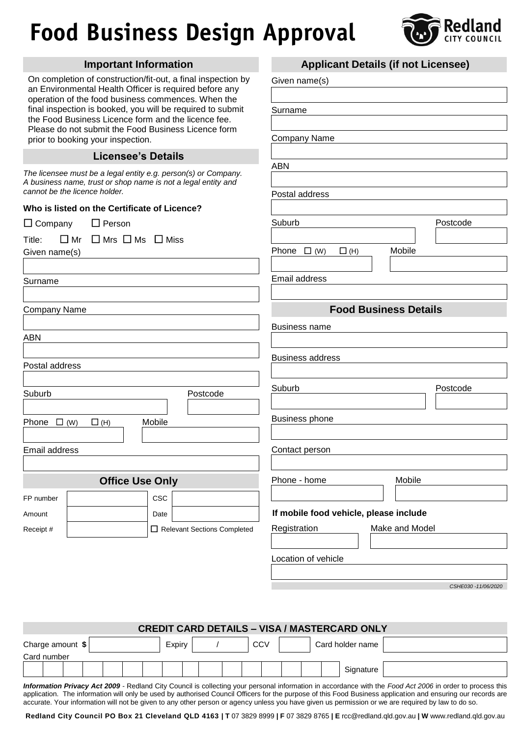# Food Business Design Approval

Redland CITY COUNCIL

## Important Information

On completion of construction/fit-out, a final inspection by an Environmental Health Officer is required before any operation of the food business commences. When the final inspection is booked, you will be required to submit the Food Business Licence form and the licence fee. Please do not submit the Food Business Licence form prior to booking your inspection.

## Licensee's Details

*The licensee must be a legal entity e.g. person(s) or Company. A business name, trust or shop name is not a legal entity and cannot be the licence holder.*

**Who is listed on the Certificate of Licence?**

☐ Company ☐ Person

Title: ☐ Mr ☐ Mrs ☐ Ms ☐ Miss

Given name(s)

Surname

Company Name

ABN

Postal address

Suburb | Postcode

Phone ☐ (W) ☐ (H) | Mobile

Email address

## Office Use Only

| FP number | | CSC | |
|---|---|---|---|
| Amount | | Date | |
| Receipt # | | ☐ Relevant Sections Completed | |

## Applicant Details (if not Licensee)

Given name(s)

Surname

Company Name

ABN

Postal address

Suburb | Postcode

Phone ☐ (W) ☐ (H) | Mobile

Email address

## Food Business Details

Business name

Business address

Suburb | Postcode

Business phone

Contact person

Phone - home | Mobile

**If mobile food vehicle, please include**

Registration | Make and Model

Location of vehicle

*CSHE030 -11/06/2020*

## CREDIT CARD DETAILS – VISA / MASTERCARD ONLY

| Charge amount $ | | Expiry | / | CCV | | Card holder name | |
|---|---|---|---|---|---|---|---|

Card number | Signature

***Information Privacy Act 2009*** - Redland City Council is collecting your personal information in accordance with the *Food Act 2006* in order to process this application. The information will only be used by authorised Council Officers for the purpose of this Food Business application and ensuring our records are accurate. Your information will not be given to any other person or agency unless you have given us permission or we are required by law to do so.

**Redland City Council PO Box 21 Cleveland QLD 4163 | T** 07 3829 8999 **| F** 07 3829 8765 **| E** rcc@redland.qld.gov.au **| W** www.redland.qld.gov.au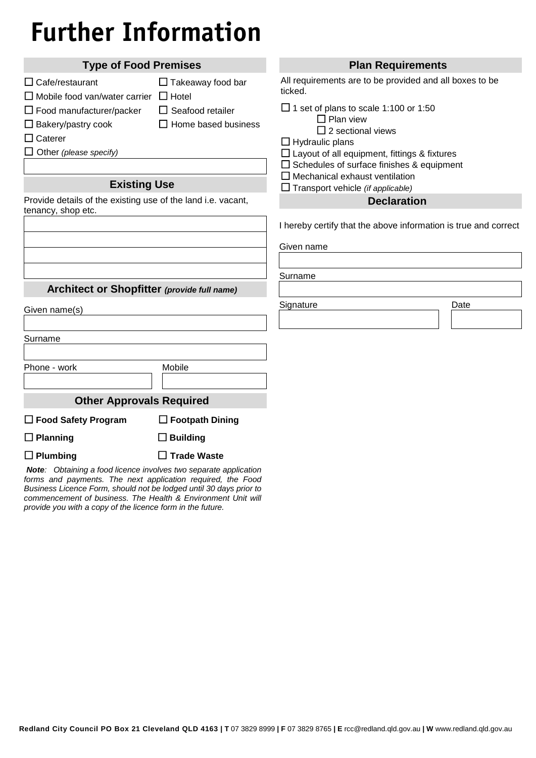# Further Information

## Type of Food Premises

- ☐ Cafe/restaurant
- ☐ Takeaway food bar
- ☐ Mobile food van/water carrier
- ☐ Hotel
- ☐ Food manufacturer/packer
- ☐ Seafood retailer
- ☐ Bakery/pastry cook
- ☐ Home based business
- ☐ Caterer
- ☐ Other *(please specify)*

## Existing Use

Provide details of the existing use of the land i.e. vacant, tenancy, shop etc.

## Architect or Shopfitter *(provide full name)*

Given name(s)

Surname

Phone - work

Mobile

## Other Approvals Required

- ☐ **Food Safety Program**
- ☐ **Footpath Dining**
- ☐ **Planning**
- ☐ **Building**
- ☐ **Plumbing**
- ☐ **Trade Waste**

***Note**: Obtaining a food licence involves two separate application forms and payments. The next application required, the Food Business Licence Form, should not be lodged until 30 days prior to commencement of business. The Health & Environment Unit will provide you with a copy of the licence form in the future.*

## Plan Requirements

All requirements are to be provided and all boxes to be ticked.

- ☐ 1 set of plans to scale 1:100 or 1:50
  - ☐ Plan view
  - ☐ 2 sectional views
- ☐ Hydraulic plans
- ☐ Layout of all equipment, fittings & fixtures
- ☐ Schedules of surface finishes & equipment
- ☐ Mechanical exhaust ventilation
- ☐ Transport vehicle *(if applicable)*

## Declaration

I hereby certify that the above information is true and correct

Given name

Surname

Signature

Date

**Redland City Council PO Box 21 Cleveland QLD 4163 | T** 07 3829 8999 **| F** 07 3829 8765 **| E** rcc@redland.qld.gov.au **| W** www.redland.qld.gov.au